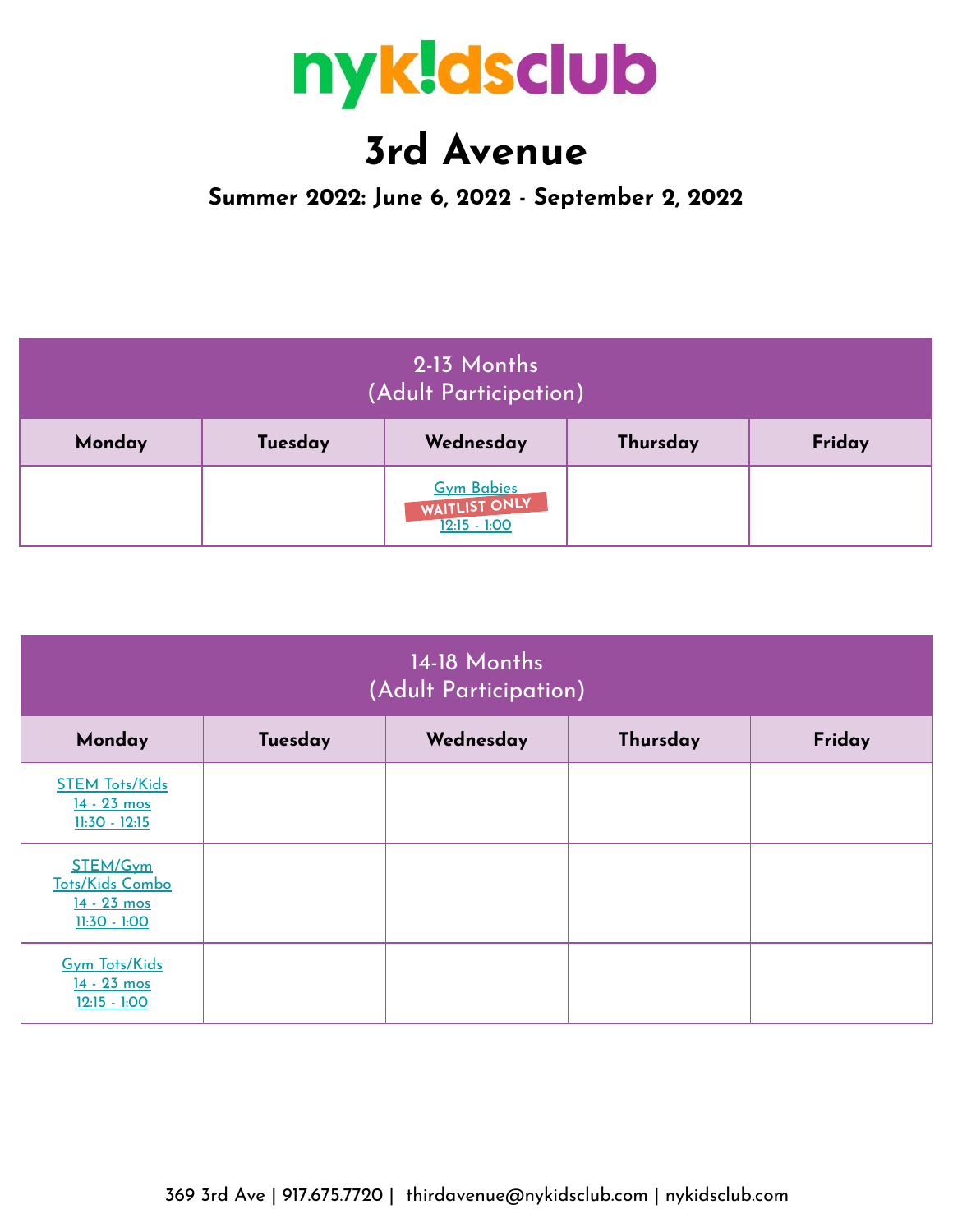# nykidsclub

# 3rd Avenue

## Summer 2022: June 6, 2022 - September 2, 2022

| 2-13 Months (Adult Participation) | | | | |
|---|---|---|---|---|
| **Monday** | **Tuesday** | **Wednesday** | **Thursday** | **Friday** |
| | | Gym Babies WAITLIST ONLY 12:15 - 1:00 | | |

| 14-18 Months (Adult Participation) | | | | |
|---|---|---|---|---|
| **Monday** | **Tuesday** | **Wednesday** | **Thursday** | **Friday** |
| STEM Tots/Kids 14 - 23 mos 11:30 - 12:15 | | | | |
| STEM/Gym Tots/Kids Combo 14 - 23 mos 11:30 - 1:00 | | | | |
| Gym Tots/Kids 14 - 23 mos 12:15 - 1:00 | | | | |

369 3rd Ave | 917.675.7720 | thirdavenue@nykidsclub.com | nykidsclub.com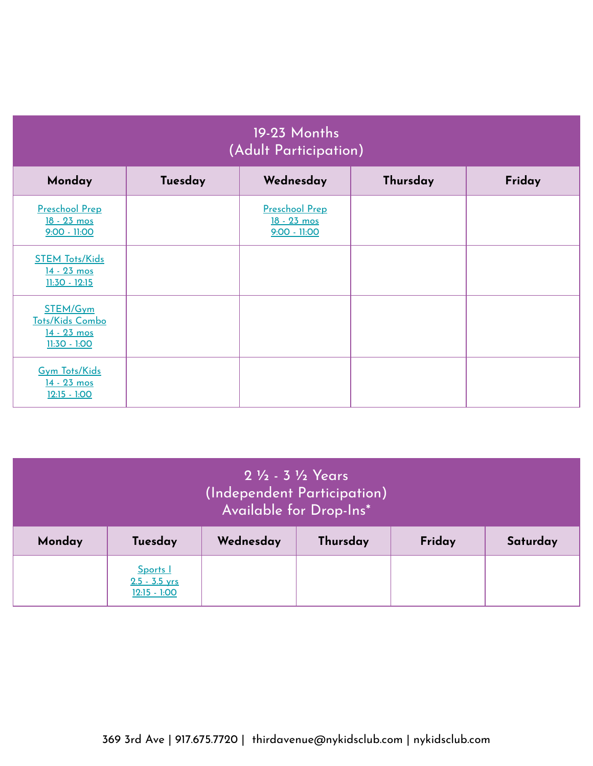| 19-23 Months (Adult Participation) | | | | |
|---|---|---|---|---|
| **Monday** | **Tuesday** | **Wednesday** | **Thursday** | **Friday** |
| Preschool Prep 18 - 23 mos 9:00 - 11:00 | | Preschool Prep 18 - 23 mos 9:00 - 11:00 | | |
| STEM Tots/Kids 14 - 23 mos 11:30 - 12:15 | | | | |
| STEM/Gym Tots/Kids Combo 14 - 23 mos 11:30 - 1:00 | | | | |
| Gym Tots/Kids 14 - 23 mos 12:15 - 1:00 | | | | |

| 2 ½ - 3 ½ Years (Independent Participation) Available for Drop-Ins* | | | | | |
|---|---|---|---|---|---|
| **Monday** | **Tuesday** | **Wednesday** | **Thursday** | **Friday** | **Saturday** |
| | Sports I 2.5 - 3.5 yrs 12:15 - 1:00 | | | | |

369 3rd Ave | 917.675.7720 | thirdavenue@nykidsclub.com | nykidsclub.com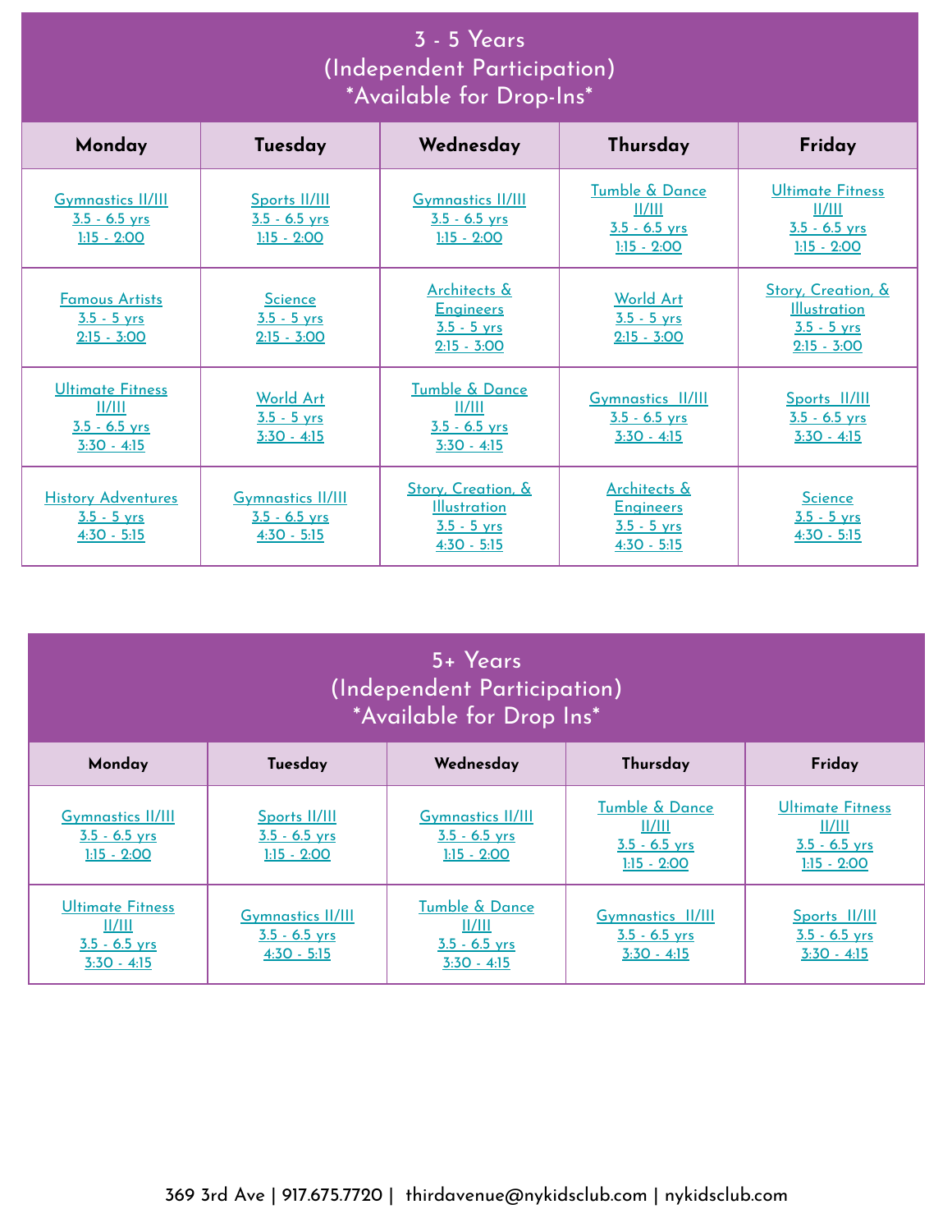## 3 - 5 Years
## (Independent Participation)
## *Available for Drop-Ins*

| Monday | Tuesday | Wednesday | Thursday | Friday |
|---|---|---|---|---|
| Gymnastics II/III 3.5 - 6.5 yrs 1:15 - 2:00 | Sports II/III 3.5 - 6.5 yrs 1:15 - 2:00 | Gymnastics II/III 3.5 - 6.5 yrs 1:15 - 2:00 | Tumble & Dance II/III 3.5 - 6.5 yrs 1:15 - 2:00 | Ultimate Fitness II/III 3.5 - 6.5 yrs 1:15 - 2:00 |
| Famous Artists 3.5 - 5 yrs 2:15 - 3:00 | Science 3.5 - 5 yrs 2:15 - 3:00 | Architects & Engineers 3.5 - 5 yrs 2:15 - 3:00 | World Art 3.5 - 5 yrs 2:15 - 3:00 | Story, Creation, & Illustration 3.5 - 5 yrs 2:15 - 3:00 |
| Ultimate Fitness II/III 3.5 - 6.5 yrs 3:30 - 4:15 | World Art 3.5 - 5 yrs 3:30 - 4:15 | Tumble & Dance II/III 3.5 - 6.5 yrs 3:30 - 4:15 | Gymnastics II/III 3.5 - 6.5 yrs 3:30 - 4:15 | Sports II/III 3.5 - 6.5 yrs 3:30 - 4:15 |
| History Adventures 3.5 - 5 yrs 4:30 - 5:15 | Gymnastics II/III 3.5 - 6.5 yrs 4:30 - 5:15 | Story, Creation, & Illustration 3.5 - 5 yrs 4:30 - 5:15 | Architects & Engineers 3.5 - 5 yrs 4:30 - 5:15 | Science 3.5 - 5 yrs 4:30 - 5:15 |

## 5+ Years
## (Independent Participation)
## *Available for Drop Ins*

| Monday | Tuesday | Wednesday | Thursday | Friday |
|---|---|---|---|---|
| Gymnastics II/III 3.5 - 6.5 yrs 1:15 - 2:00 | Sports II/III 3.5 - 6.5 yrs 1:15 - 2:00 | Gymnastics II/III 3.5 - 6.5 yrs 1:15 - 2:00 | Tumble & Dance II/III 3.5 - 6.5 yrs 1:15 - 2:00 | Ultimate Fitness II/III 3.5 - 6.5 yrs 1:15 - 2:00 |
| Ultimate Fitness II/III 3.5 - 6.5 yrs 3:30 - 4:15 | Gymnastics II/III 3.5 - 6.5 yrs 4:30 - 5:15 | Tumble & Dance II/III 3.5 - 6.5 yrs 3:30 - 4:15 | Gymnastics II/III 3.5 - 6.5 yrs 3:30 - 4:15 | Sports II/III 3.5 - 6.5 yrs 3:30 - 4:15 |

369 3rd Ave | 917.675.7720 | thirdavenue@nykidsclub.com | nykidsclub.com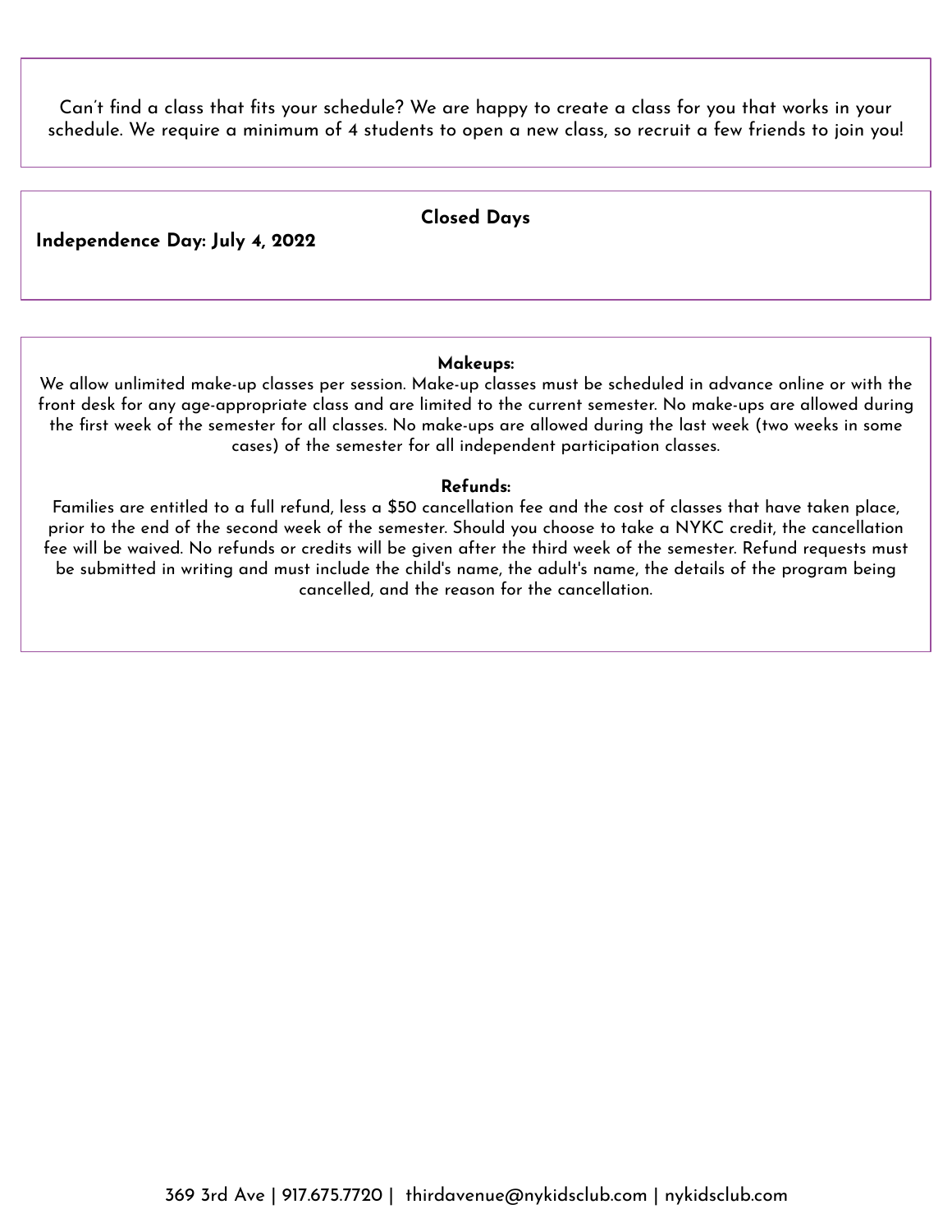Can't find a class that fits your schedule? We are happy to create a class for you that works in your schedule. We require a minimum of 4 students to open a new class, so recruit a few friends to join you!

## Closed Days

**Independence Day: July 4, 2022**

### Makeups:

We allow unlimited make-up classes per session. Make-up classes must be scheduled in advance online or with the front desk for any age-appropriate class and are limited to the current semester. No make-ups are allowed during the first week of the semester for all classes. No make-ups are allowed during the last week (two weeks in some cases) of the semester for all independent participation classes.

### Refunds:

Families are entitled to a full refund, less a $50 cancellation fee and the cost of classes that have taken place, prior to the end of the second week of the semester. Should you choose to take a NYKC credit, the cancellation fee will be waived. No refunds or credits will be given after the third week of the semester. Refund requests must be submitted in writing and must include the child's name, the adult's name, the details of the program being cancelled, and the reason for the cancellation.

369 3rd Ave | 917.675.7720 | thirdavenue@nykidsclub.com | nykidsclub.com